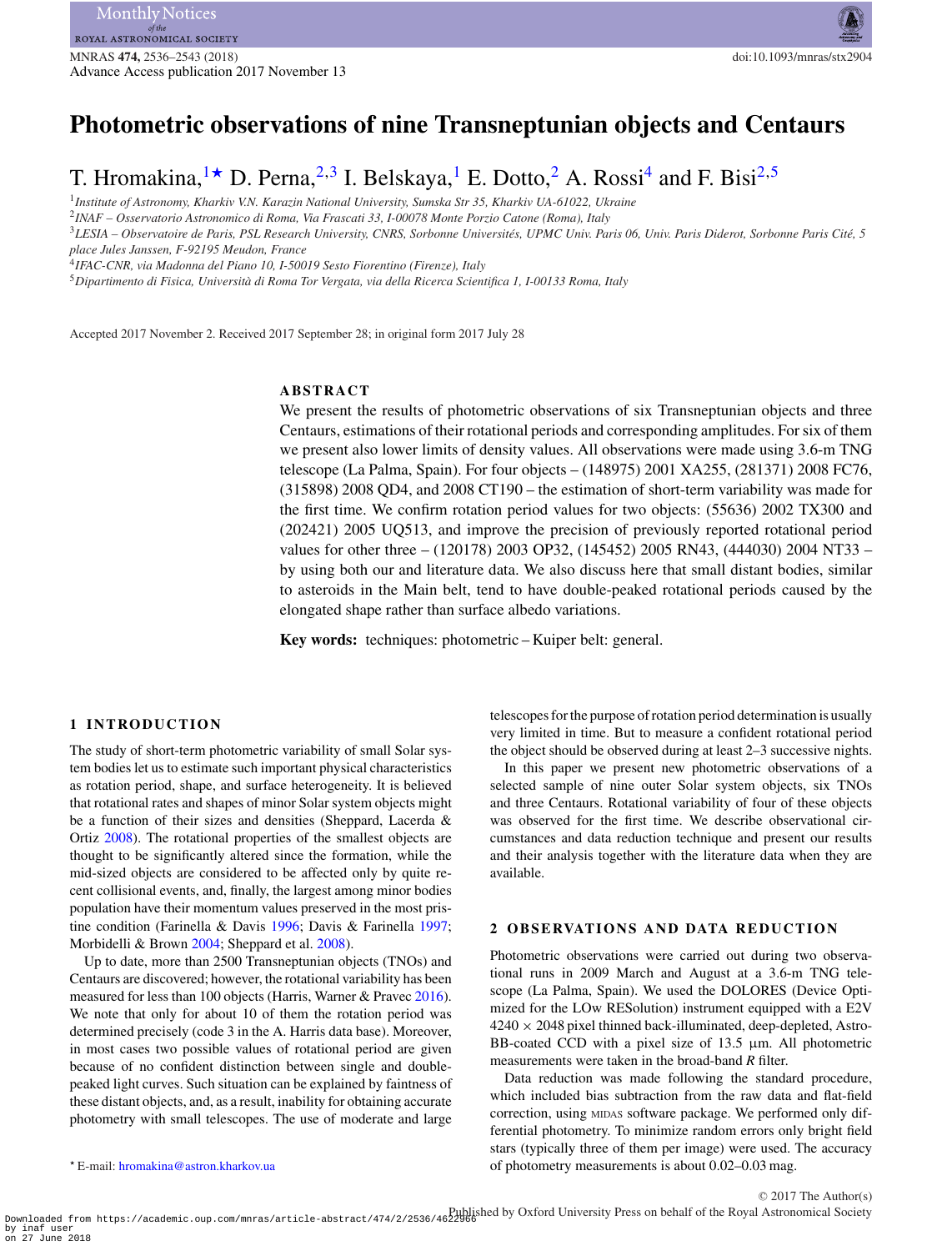# Photometric observations of nine Transneptunian objects and Centaurs

T. Hromakina,[1★] D. Perna,[2,3] I. Belskaya,[1] E. Dotto,[2] A. Rossi[4] and F. Bisi[2,5]

[1]*Institute of Astronomy, Kharkiv V.N. Karazin National University, Sumska Str 35, Kharkiv UA-61022, Ukraine*
[2]*INAF – Osservatorio Astronomico di Roma, Via Frascati 33, I-00078 Monte Porzio Catone (Roma), Italy*
[3]*LESIA – Observatoire de Paris, PSL Research University, CNRS, Sorbonne Universités, UPMC Univ. Paris 06, Univ. Paris Diderot, Sorbonne Paris Cité, 5 place Jules Janssen, F-92195 Meudon, France*
[4]*IFAC-CNR, via Madonna del Piano 10, I-50019 Sesto Fiorentino (Firenze), Italy*
[5]*Dipartimento di Fisica, Università di Roma Tor Vergata, via della Ricerca Scientifica 1, I-00133 Roma, Italy*

Accepted 2017 November 2. Received 2017 September 28; in original form 2017 July 28

## ABSTRACT

We present the results of photometric observations of six Transneptunian objects and three Centaurs, estimations of their rotational periods and corresponding amplitudes. For six of them we present also lower limits of density values. All observations were made using 3.6-m TNG telescope (La Palma, Spain). For four objects – (148975) 2001 XA255, (281371) 2008 FC76, (315898) 2008 QD4, and 2008 CT190 – the estimation of short-term variability was made for the first time. We confirm rotation period values for two objects: (55636) 2002 TX300 and (202421) 2005 UQ513, and improve the precision of previously reported rotational period values for other three – (120178) 2003 OP32, (145452) 2005 RN43, (444030) 2004 NT33 – by using both our and literature data. We also discuss here that small distant bodies, similar to asteroids in the Main belt, tend to have double-peaked rotational periods caused by the elongated shape rather than surface albedo variations.

**Key words:** techniques: photometric – Kuiper belt: general.

## 1 INTRODUCTION

The study of short-term photometric variability of small Solar system bodies let us to estimate such important physical characteristics as rotation period, shape, and surface heterogeneity. It is believed that rotational rates and shapes of minor Solar system objects might be a function of their sizes and densities (Sheppard, Lacerda & Ortiz 2008). The rotational properties of the smallest objects are thought to be significantly altered since the formation, while the mid-sized objects are considered to be affected only by quite recent collisional events, and, finally, the largest among minor bodies population have their momentum values preserved in the most pristine condition (Farinella & Davis 1996; Davis & Farinella 1997; Morbidelli & Brown 2004; Sheppard et al. 2008).

Up to date, more than 2500 Transneptunian objects (TNOs) and Centaurs are discovered; however, the rotational variability has been measured for less than 100 objects (Harris, Warner & Pravec 2016). We note that only for about 10 of them the rotation period was determined precisely (code 3 in the A. Harris data base). Moreover, in most cases two possible values of rotational period are given because of no confident distinction between single and double-peaked light curves. Such situation can be explained by faintness of these distant objects, and, as a result, inability for obtaining accurate photometry with small telescopes. The use of moderate and large telescopes for the purpose of rotation period determination is usually very limited in time. But to measure a confident rotational period the object should be observed during at least 2–3 successive nights.

In this paper we present new photometric observations of a selected sample of nine outer Solar system objects, six TNOs and three Centaurs. Rotational variability of four of these objects was observed for the first time. We describe observational circumstances and data reduction technique and present our results and their analysis together with the literature data when they are available.

## 2 OBSERVATIONS AND DATA REDUCTION

Photometric observations were carried out during two observational runs in 2009 March and August at a 3.6-m TNG telescope (La Palma, Spain). We used the DOLORES (Device Optimized for the LOw RESolution) instrument equipped with a E2V 4240 × 2048 pixel thinned back-illuminated, deep-depleted, AstroBB-coated CCD with a pixel size of 13.5 μm. All photometric measurements were taken in the broad-band *R* filter.

Data reduction was made following the standard procedure, which included bias subtraction from the raw data and flat-field correction, using MIDAS software package. We performed only differential photometry. To minimize random errors only bright field stars (typically three of them per image) were used. The accuracy of photometry measurements is about 0.02–0.03 mag.

★ E-mail: hromakina@astron.kharkov.ua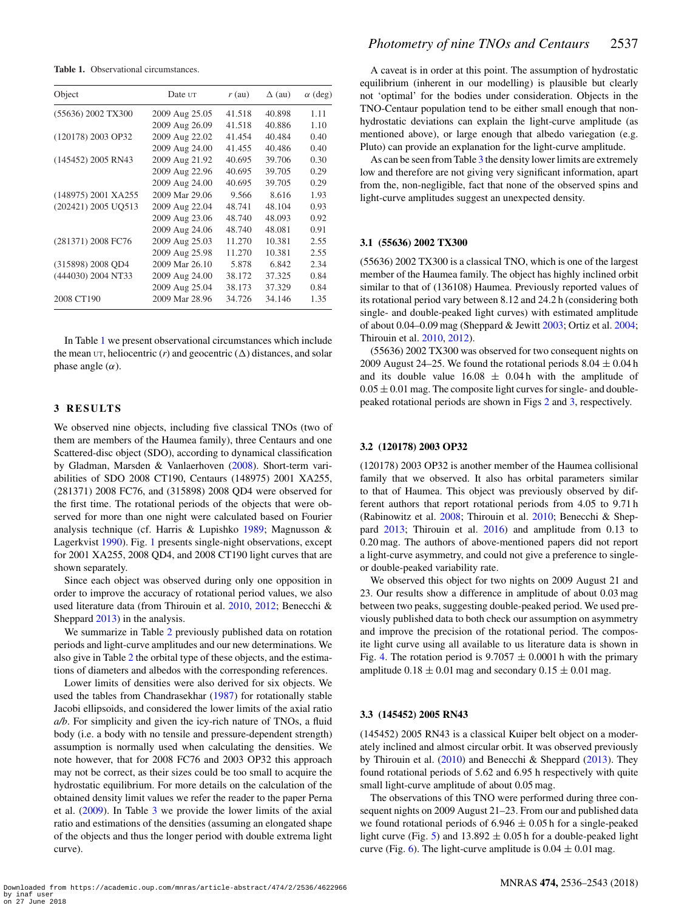**Table 1.** Observational circumstances.

| Object | Date UT | $r$ (au) | $\Delta$ (au) | $\alpha$ (deg) |
|---|---|---|---|---|
| (55636) 2002 TX300 | 2009 Aug 25.05 | 41.518 | 40.898 | 1.11 |
| | 2009 Aug 26.09 | 41.518 | 40.886 | 1.10 |
| (120178) 2003 OP32 | 2009 Aug 22.02 | 41.454 | 40.484 | 0.40 |
| | 2009 Aug 24.00 | 41.455 | 40.486 | 0.40 |
| (145452) 2005 RN43 | 2009 Aug 21.92 | 40.695 | 39.706 | 0.30 |
| | 2009 Aug 22.96 | 40.695 | 39.705 | 0.29 |
| | 2009 Aug 24.00 | 40.695 | 39.705 | 0.29 |
| (148975) 2001 XA255 | 2009 Mar 29.06 | 9.566 | 8.616 | 1.93 |
| (202421) 2005 UQ513 | 2009 Aug 22.04 | 48.741 | 48.104 | 0.93 |
| | 2009 Aug 23.06 | 48.740 | 48.093 | 0.92 |
| | 2009 Aug 24.06 | 48.740 | 48.081 | 0.91 |
| (281371) 2008 FC76 | 2009 Aug 25.03 | 11.270 | 10.381 | 2.55 |
| | 2009 Aug 25.98 | 11.270 | 10.381 | 2.55 |
| (315898) 2008 QD4 | 2009 Mar 26.10 | 5.878 | 6.842 | 2.34 |
| (444030) 2004 NT33 | 2009 Aug 24.00 | 38.172 | 37.325 | 0.84 |
| | 2009 Aug 25.04 | 38.173 | 37.329 | 0.84 |
| 2008 CT190 | 2009 Mar 28.96 | 34.726 | 34.146 | 1.35 |

In Table 1 we present observational circumstances which include the mean UT, heliocentric ($r$) and geocentric ($\Delta$) distances, and solar phase angle ($\alpha$).

## 3 RESULTS

We observed nine objects, including five classical TNOs (two of them are members of the Haumea family), three Centaurs and one Scattered-disc object (SDO), according to dynamical classification by Gladman, Marsden & Vanlaerhoven (2008). Short-term variabilities of SDO 2008 CT190, Centaurs (148975) 2001 XA255, (281371) 2008 FC76, and (315898) 2008 QD4 were observed for the first time. The rotational periods of the objects that were observed for more than one night were calculated based on Fourier analysis technique (cf. Harris & Lupishko 1989; Magnusson & Lagerkvist 1990). Fig. 1 presents single-night observations, except for 2001 XA255, 2008 QD4, and 2008 CT190 light curves that are shown separately.

Since each object was observed during only one opposition in order to improve the accuracy of rotational period values, we also used literature data (from Thirouin et al. 2010, 2012; Benecchi & Sheppard 2013) in the analysis.

We summarize in Table 2 previously published data on rotation periods and light-curve amplitudes and our new determinations. We also give in Table 2 the orbital type of these objects, and the estimations of diameters and albedos with the corresponding references.

Lower limits of densities were also derived for six objects. We used the tables from Chandrasekhar (1987) for rotationally stable Jacobi ellipsoids, and considered the lower limits of the axial ratio *a/b*. For simplicity and given the icy-rich nature of TNOs, a fluid body (i.e. a body with no tensile and pressure-dependent strength) assumption is normally used when calculating the densities. We note however, that for 2008 FC76 and 2003 OP32 this approach may not be correct, as their sizes could be too small to acquire the hydrostatic equilibrium. For more details on the calculation of the obtained density limit values we refer the reader to the paper Perna et al. (2009). In Table 3 we provide the lower limits of the axial ratio and estimations of the densities (assuming an elongated shape of the objects and thus the longer period with double extrema light curve).

A caveat is in order at this point. The assumption of hydrostatic equilibrium (inherent in our modelling) is plausible but clearly not 'optimal' for the bodies under consideration. Objects in the TNO-Centaur population tend to be either small enough that non-hydrostatic deviations can explain the light-curve amplitude (as mentioned above), or large enough that albedo variegation (e.g. Pluto) can provide an explanation for the light-curve amplitude.

As can be seen from Table 3 the density lower limits are extremely low and therefore are not giving very significant information, apart from the, non-negligible, fact that none of the observed spins and light-curve amplitudes suggest an unexpected density.

### 3.1 (55636) 2002 TX300

(55636) 2002 TX300 is a classical TNO, which is one of the largest member of the Haumea family. The object has highly inclined orbit similar to that of (136108) Haumea. Previously reported values of its rotational period vary between 8.12 and 24.2 h (considering both single- and double-peaked light curves) with estimated amplitude of about 0.04–0.09 mag (Sheppard & Jewitt 2003; Ortiz et al. 2004; Thirouin et al. 2010, 2012).

(55636) 2002 TX300 was observed for two consequent nights on 2009 August 24–25. We found the rotational periods $8.04 \pm 0.04$ h and its double value $16.08 \pm 0.04$ h with the amplitude of $0.05 \pm 0.01$ mag. The composite light curves for single- and double-peaked rotational periods are shown in Figs 2 and 3, respectively.

### 3.2 (120178) 2003 OP32

(120178) 2003 OP32 is another member of the Haumea collisional family that we observed. It also has orbital parameters similar to that of Haumea. This object was previously observed by different authors that report rotational periods from 4.05 to 9.71 h (Rabinowitz et al. 2008; Thirouin et al. 2010; Benecchi & Sheppard 2013; Thirouin et al. 2016) and amplitude from 0.13 to 0.20 mag. The authors of above-mentioned papers did not report a light-curve asymmetry, and could not give a preference to single- or double-peaked variability rate.

We observed this object for two nights on 2009 August 21 and 23. Our results show a difference in amplitude of about 0.03 mag between two peaks, suggesting double-peaked period. We used previously published data to both check our assumption on asymmetry and improve the precision of the rotational period. The composite light curve using all available to us literature data is shown in Fig. 4. The rotation period is $9.7057 \pm 0.0001$ h with the primary amplitude $0.18 \pm 0.01$ mag and secondary $0.15 \pm 0.01$ mag.

### 3.3 (145452) 2005 RN43

(145452) 2005 RN43 is a classical Kuiper belt object on a moderately inclined and almost circular orbit. It was observed previously by Thirouin et al. (2010) and Benecchi & Sheppard (2013). They found rotational periods of 5.62 and 6.95 h respectively with quite small light-curve amplitude of about 0.05 mag.

The observations of this TNO were performed during three consequent nights on 2009 August 21–23. From our and published data we found rotational periods of $6.946 \pm 0.05$ h for a single-peaked light curve (Fig. 5) and $13.892 \pm 0.05$ h for a double-peaked light curve (Fig. 6). The light-curve amplitude is $0.04 \pm 0.01$ mag.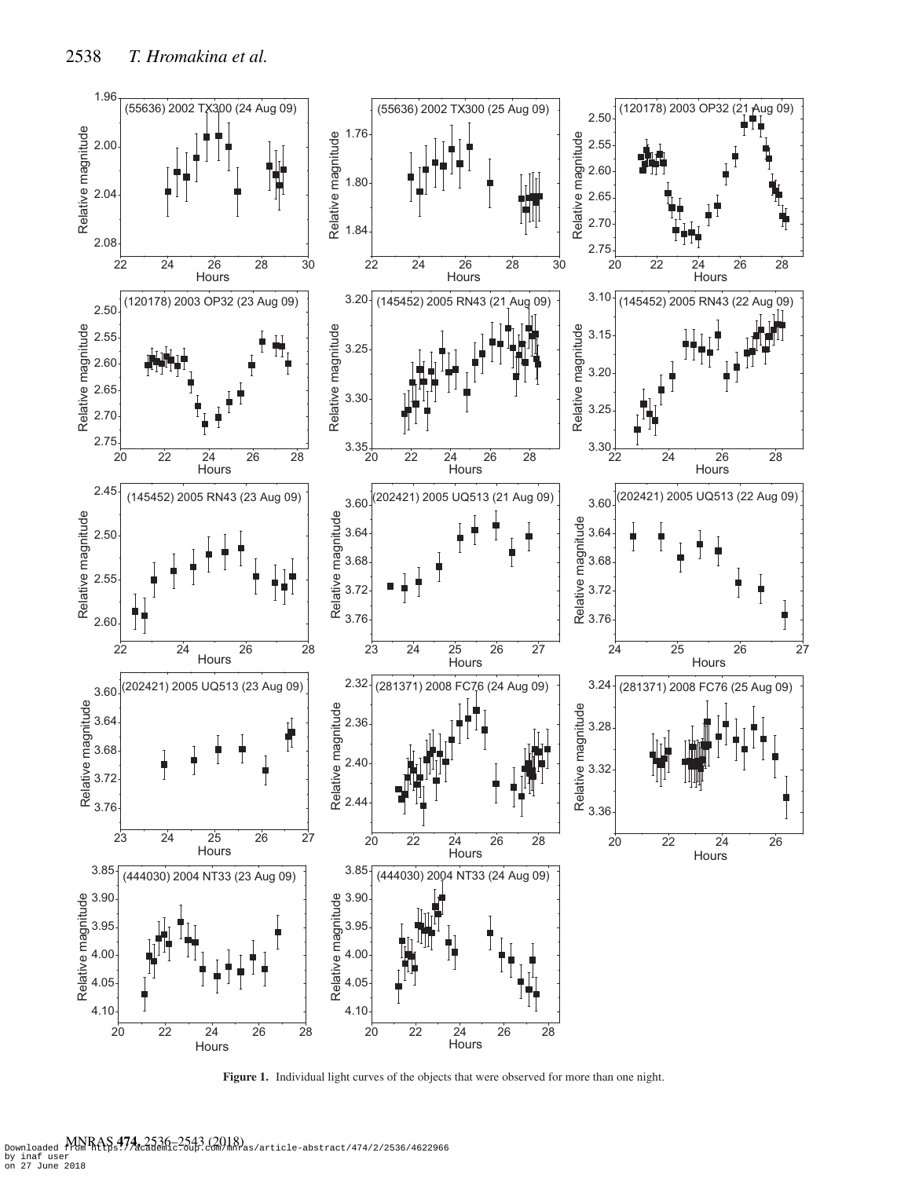Figure 1. Individual light curves of the objects that were observed for more than one night.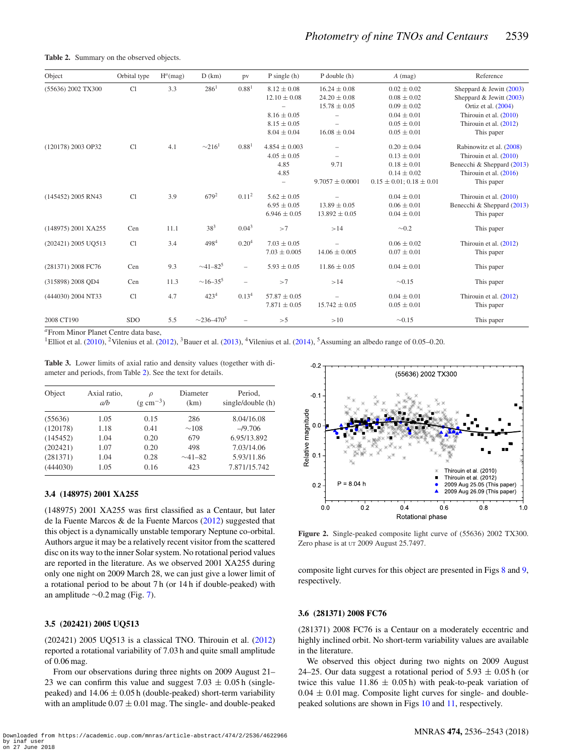**Table 2.** Summary on the observed objects.

| Object | Orbital type | $H^a$(mag) | D (km) | pv | P single (h) | P double (h) | A (mag) | Reference |
|---|---|---|---|---|---|---|---|---|
| (55636) 2002 TX300 | Cl | 3.3 | 286[1] | 0.88[1] | 8.12 ± 0.08 | 16.24 ± 0.08 | 0.02 ± 0.02 | Sheppard & Jewitt (2003) |
| | | | | | 12.10 ± 0.08 | 24.20 ± 0.08 | 0.08 ± 0.02 | Sheppard & Jewitt (2003) |
| | | | | | – | 15.78 ± 0.05 | 0.09 ± 0.02 | Ortiz et al. (2004) |
| | | | | | 8.16 ± 0.05 | – | 0.04 ± 0.01 | Thirouin et al. (2010) |
| | | | | | 8.15 ± 0.05 | – | 0.05 ± 0.01 | Thirouin et al. (2012) |
| | | | | | 8.04 ± 0.04 | 16.08 ± 0.04 | 0.05 ± 0.01 | This paper |
| (120178) 2003 OP32 | Cl | 4.1 | ∼216[1] | 0.88[1] | 4.854 ± 0.003 | – | 0.20 ± 0.04 | Rabinowitz et al. (2008) |
| | | | | | 4.05 ± 0.05 | – | 0.13 ± 0.01 | Thirouin et al. (2010) |
| | | | | | 4.85 | 9.71 | 0.18 ± 0.01 | Benecchi & Sheppard (2013) |
| | | | | | 4.85 | | 0.14 ± 0.02 | Thirouin et al. (2016) |
| | | | | | – | 9.7057 ± 0.0001 | 0.15 ± 0.01; 0.18 ± 0.01 | This paper |
| (145452) 2005 RN43 | Cl | 3.9 | 679[2] | 0.11[2] | 5.62 ± 0.05 | – | 0.04 ± 0.01 | Thirouin et al. (2010) |
| | | | | | 6.95 ± 0.05 | 13.89 ± 0.05 | 0.06 ± 0.01 | Benecchi & Sheppard (2013) |
| | | | | | 6.946 ± 0.05 | 13.892 ± 0.05 | 0.04 ± 0.01 | This paper |
| (148975) 2001 XA255 | Cen | 11.1 | 38[3] | 0.04[3] | >7 | >14 | ∼0.2 | This paper |
| (202421) 2005 UQ513 | Cl | 3.4 | 498[4] | 0.20[4] | 7.03 ± 0.05 | – | 0.06 ± 0.02 | Thirouin et al. (2012) |
| | | | | | 7.03 ± 0.005 | 14.06 ± 0.005 | 0.07 ± 0.01 | This paper |
| (281371) 2008 FC76 | Cen | 9.3 | ∼41–82[5] | – | 5.93 ± 0.05 | 11.86 ± 0.05 | 0.04 ± 0.01 | This paper |
| (315898) 2008 QD4 | Cen | 11.3 | ∼16–35[5] | – | >7 | >14 | ∼0.15 | This paper |
| (444030) 2004 NT33 | Cl | 4.7 | 423[4] | 0.13[4] | 57.87 ± 0.05 | – | 0.04 ± 0.01 | Thirouin et al. (2012) |
| | | | | | 7.871 ± 0.05 | 15.742 ± 0.05 | 0.05 ± 0.01 | This paper |
| 2008 CT190 | SDO | 5.5 | ∼236–470[5] | – | >5 | >10 | ∼0.15 | This paper |

[a]From Minor Planet Centre data base,
[1]Elliot et al. (2010), [2]Vilenius et al. (2012), [3]Bauer et al. (2013), [4]Vilenius et al. (2014), [5]Assuming an albedo range of 0.05–0.20.

**Table 3.** Lower limits of axial ratio and density values (together with diameter and periods, from Table 2). See the text for details.

| Object | Axial ratio, *a/b* | $\rho$ (g cm$^{-3}$) | Diameter (km) | Period, single/double (h) |
|---|---|---|---|---|
| (55636) | 1.05 | 0.15 | 286 | 8.04/16.08 |
| (120178) | 1.18 | 0.41 | ∼108 | –/9.706 |
| (145452) | 1.04 | 0.20 | 679 | 6.95/13.892 |
| (202421) | 1.07 | 0.20 | 498 | 7.03/14.06 |
| (281371) | 1.04 | 0.28 | ∼41–82 | 5.93/11.86 |
| (444030) | 1.05 | 0.16 | 423 | 7.871/15.742 |

### 3.4 (148975) 2001 XA255

(148975) 2001 XA255 was first classified as a Centaur, but later de la Fuente Marcos & de la Fuente Marcos (2012) suggested that this object is a dynamically unstable temporary Neptune co-orbital. Authors argue it may be a relatively recent visitor from the scattered disc on its way to the inner Solar system. No rotational period values are reported in the literature. As we observed 2001 XA255 during only one night on 2009 March 28, we can just give a lower limit of a rotational period to be about 7 h (or 14 h if double-peaked) with an amplitude ∼0.2 mag (Fig. 7).

### 3.5 (202421) 2005 UQ513

(202421) 2005 UQ513 is a classical TNO. Thirouin et al. (2012) reported a rotational variability of 7.03 h and quite small amplitude of 0.06 mag.

From our observations during three nights on 2009 August 21–23 we can confirm this value and suggest 7.03 ± 0.05 h (single-peaked) and 14.06 ± 0.05 h (double-peaked) short-term variability with an amplitude 0.07 ± 0.01 mag. The single- and double-peaked composite light curves for this object are presented in Figs 8 and 9, respectively.

Figure 2. Single-peaked composite light curve of (55636) 2002 TX300. Zero phase is at UT 2009 August 25.7497.

### 3.6 (281371) 2008 FC76

(281371) 2008 FC76 is a Centaur on a moderately eccentric and highly inclined orbit. No short-term variability values are available in the literature.

We observed this object during two nights on 2009 August 24–25. Our data suggest a rotational period of 5.93 ± 0.05 h (or twice this value 11.86 ± 0.05 h) with peak-to-peak variation of 0.04 ± 0.01 mag. Composite light curves for single- and double-peaked solutions are shown in Figs 10 and 11, respectively.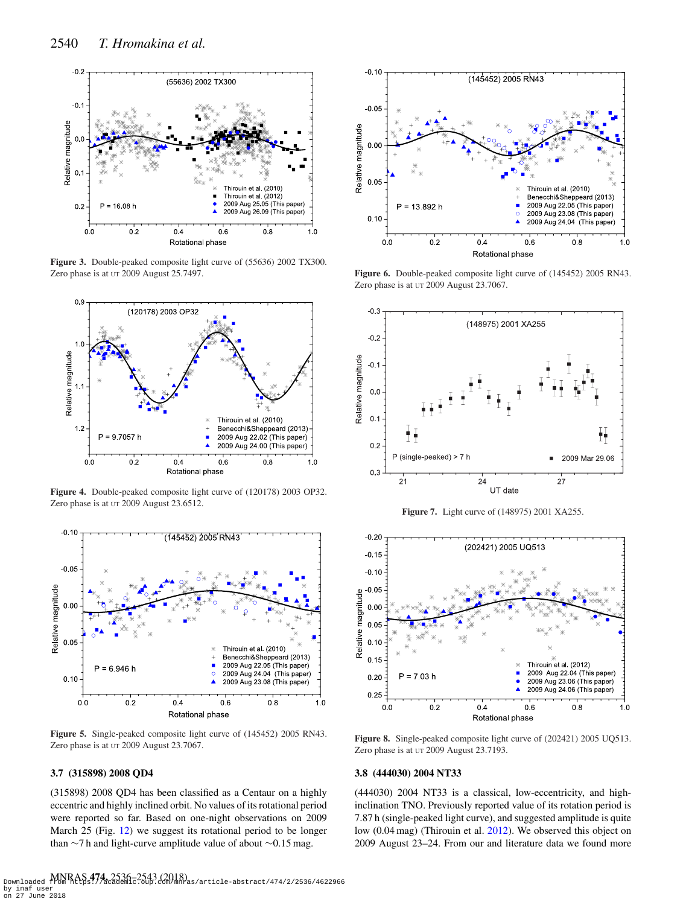**Figure 3.** Double-peaked composite light curve of (55636) 2002 TX300. Zero phase is at UT 2009 August 25.7497.

**Figure 4.** Double-peaked composite light curve of (120178) 2003 OP32. Zero phase is at UT 2009 August 23.6512.

**Figure 5.** Single-peaked composite light curve of (145452) 2005 RN43. Zero phase is at UT 2009 August 23.7067.

**Figure 6.** Double-peaked composite light curve of (145452) 2005 RN43. Zero phase is at UT 2009 August 23.7067.

**Figure 7.** Light curve of (148975) 2001 XA255.

**Figure 8.** Single-peaked composite light curve of (202421) 2005 UQ513. Zero phase is at UT 2009 August 23.7193.

### 3.7 (315898) 2008 QD4

(315898) 2008 QD4 has been classified as a Centaur on a highly eccentric and highly inclined orbit. No values of its rotational period were reported so far. Based on one-night observations on 2009 March 25 (Fig. 12) we suggest its rotational period to be longer than ∼7 h and light-curve amplitude value of about ∼0.15 mag.

### 3.8 (444030) 2004 NT33

(444030) 2004 NT33 is a classical, low-eccentricity, and high-inclination TNO. Previously reported value of its rotation period is 7.87 h (single-peaked light curve), and suggested amplitude is quite low (0.04 mag) (Thirouin et al. 2012). We observed this object on 2009 August 23–24. From our and literature data we found more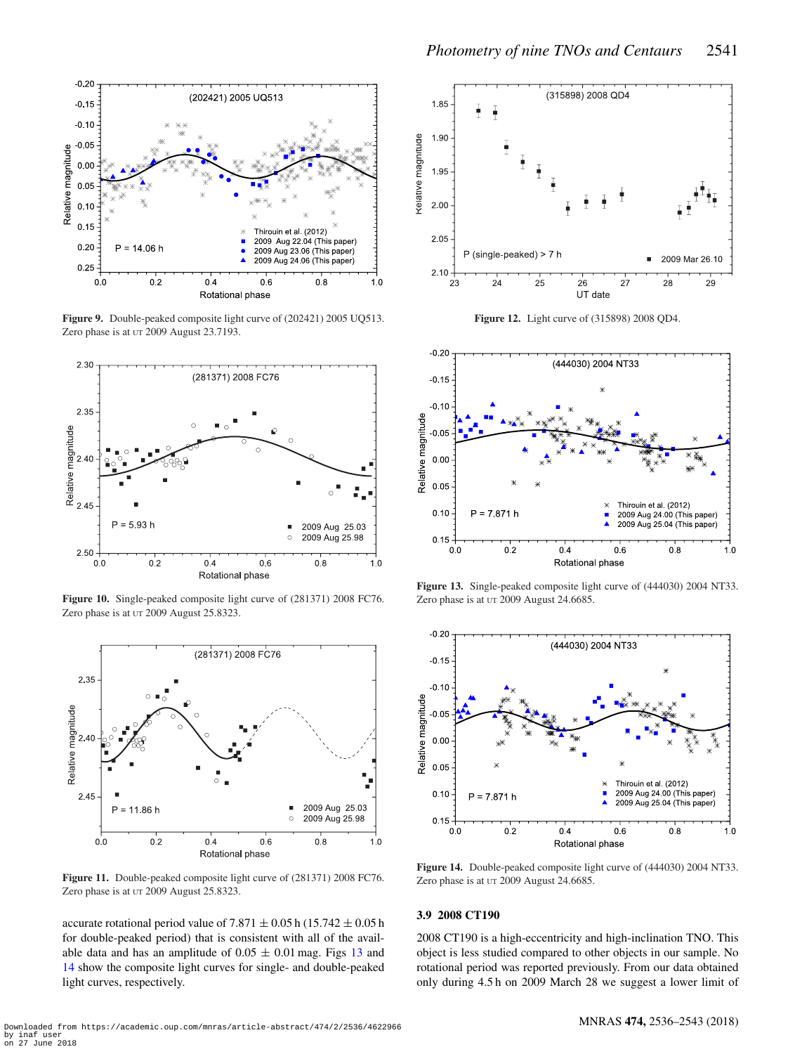Figure 9. Double-peaked composite light curve of (202421) 2005 UQ513. Zero phase is at UT 2009 August 23.7193.

Figure 10. Single-peaked composite light curve of (281371) 2008 FC76. Zero phase is at UT 2009 August 25.8323.

Figure 11. Double-peaked composite light curve of (281371) 2008 FC76. Zero phase is at UT 2009 August 25.8323.

accurate rotational period value of 7.871 ± 0.05 h (15.742 ± 0.05 h for double-peaked period) that is consistent with all of the available data and has an amplitude of 0.05 ± 0.01 mag. Figs 13 and 14 show the composite light curves for single- and double-peaked light curves, respectively.

Figure 12. Light curve of (315898) 2008 QD4.

Figure 13. Single-peaked composite light curve of (444030) 2004 NT33. Zero phase is at UT 2009 August 24.6685.

Figure 14. Double-peaked composite light curve of (444030) 2004 NT33. Zero phase is at UT 2009 August 24.6685.

### 3.9 2008 CT190

2008 CT190 is a high-eccentricity and high-inclination TNO. This object is less studied compared to other objects in our sample. No rotational period was reported previously. From our data obtained only during 4.5 h on 2009 March 28 we suggest a lower limit of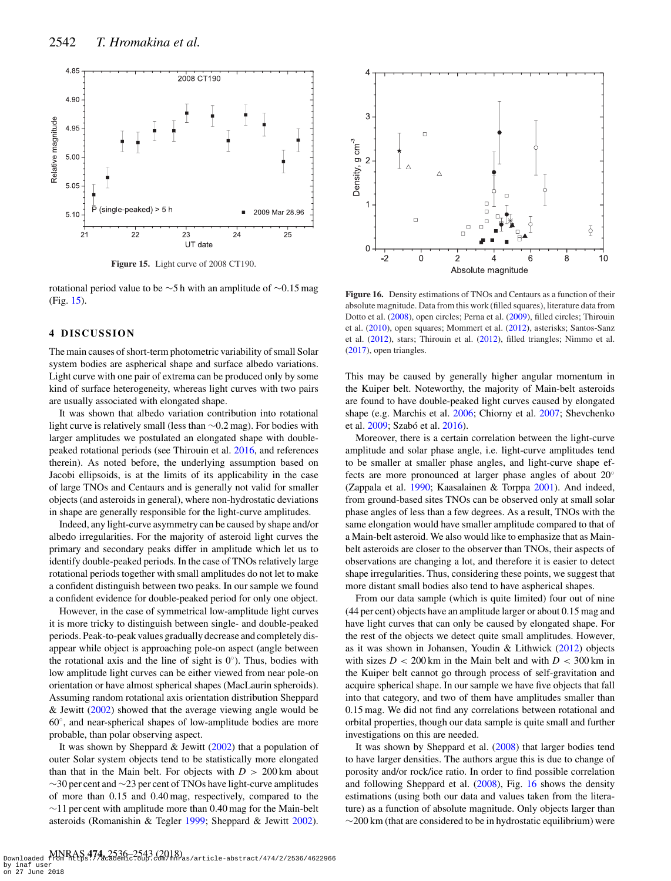Figure 15. Light curve of 2008 CT190.

rotational period value to be ~5 h with an amplitude of ~0.15 mag (Fig. 15).

## 4 DISCUSSION

The main causes of short-term photometric variability of small Solar system bodies are aspherical shape and surface albedo variations. Light curve with one pair of extrema can be produced only by some kind of surface heterogeneity, whereas light curves with two pairs are usually associated with elongated shape.

It was shown that albedo variation contribution into rotational light curve is relatively small (less than ~0.2 mag). For bodies with larger amplitudes we postulated an elongated shape with double-peaked rotational periods (see Thirouin et al. 2016, and references therein). As noted before, the underlying assumption based on Jacobi ellipsoids, is at the limits of its applicability in the case of large TNOs and Centaurs and is generally not valid for smaller objects (and asteroids in general), where non-hydrostatic deviations in shape are generally responsible for the light-curve amplitudes.

Indeed, any light-curve asymmetry can be caused by shape and/or albedo irregularities. For the majority of asteroid light curves the primary and secondary peaks differ in amplitude which let us to identify double-peaked periods. In the case of TNOs relatively large rotational periods together with small amplitudes do not let to make a confident distinguish between two peaks. In our sample we found a confident evidence for double-peaked period for only one object.

However, in the case of symmetrical low-amplitude light curves it is more tricky to distinguish between single- and double-peaked periods. Peak-to-peak values gradually decrease and completely disappear while object is approaching pole-on aspect (angle between the rotational axis and the line of sight is 0°). Thus, bodies with low amplitude light curves can be either viewed from near pole-on orientation or have almost spherical shapes (MacLaurin spheroids). Assuming random rotational axis orientation distribution Sheppard & Jewitt (2002) showed that the average viewing angle would be 60°, and near-spherical shapes of low-amplitude bodies are more probable, than polar observing aspect.

It was shown by Sheppard & Jewitt (2002) that a population of outer Solar system objects tend to be statistically more elongated than that in the Main belt. For objects with $D > 200$ km about ~30 per cent and ~23 per cent of TNOs have light-curve amplitudes of more than 0.15 and 0.40 mag, respectively, compared to the ~11 per cent with amplitude more than 0.40 mag for the Main-belt asteroids (Romanishin & Tegler 1999; Sheppard & Jewitt 2002). This may be caused by generally higher angular momentum in the Kuiper belt. Noteworthy, the majority of Main-belt asteroids are found to have double-peaked light curves caused by elongated shape (e.g. Marchis et al. 2006; Chiorny et al. 2007; Shevchenko et al. 2009; Szabó et al. 2016).

Figure 16. Density estimations of TNOs and Centaurs as a function of their absolute magnitude. Data from this work (filled squares), literature data from Dotto et al. (2008), open circles; Perna et al. (2009), filled circles; Thirouin et al. (2010), open squares; Mommert et al. (2012), asterisks; Santos-Sanz et al. (2012), stars; Thirouin et al. (2012), filled triangles; Nimmo et al. (2017), open triangles.

Moreover, there is a certain correlation between the light-curve amplitude and solar phase angle, i.e. light-curve amplitudes tend to be smaller at smaller phase angles, and light-curve shape effects are more pronounced at larger phase angles of about 20° (Zappala et al. 1990; Kaasalainen & Torppa 2001). And indeed, from ground-based sites TNOs can be observed only at small solar phase angles of less than a few degrees. As a result, TNOs with the same elongation would have smaller amplitude compared to that of a Main-belt asteroid. We also would like to emphasize that as Main-belt asteroids are closer to the observer than TNOs, their aspects of observations are changing a lot, and therefore it is easier to detect shape irregularities. Thus, considering these points, we suggest that more distant small bodies also tend to have aspherical shapes.

From our data sample (which is quite limited) four out of nine (44 per cent) objects have an amplitude larger or about 0.15 mag and have light curves that can only be caused by elongated shape. For the rest of the objects we detect quite small amplitudes. However, as it was shown in Johansen, Youdin & Lithwick (2012) objects with sizes $D < 200$ km in the Main belt and with $D < 300$ km in the Kuiper belt cannot go through process of self-gravitation and acquire spherical shape. In our sample we have five objects that fall into that category, and two of them have amplitudes smaller than 0.15 mag. We did not find any correlations between rotational and orbital properties, though our data sample is quite small and further investigations on this are needed.

It was shown by Sheppard et al. (2008) that larger bodies tend to have larger densities. The authors argue this is due to change of porosity and/or rock/ice ratio. In order to find possible correlation and following Sheppard et al. (2008), Fig. 16 shows the density estimations (using both our data and values taken from the literature) as a function of absolute magnitude. Only objects larger than ~200 km (that are considered to be in hydrostatic equilibrium) were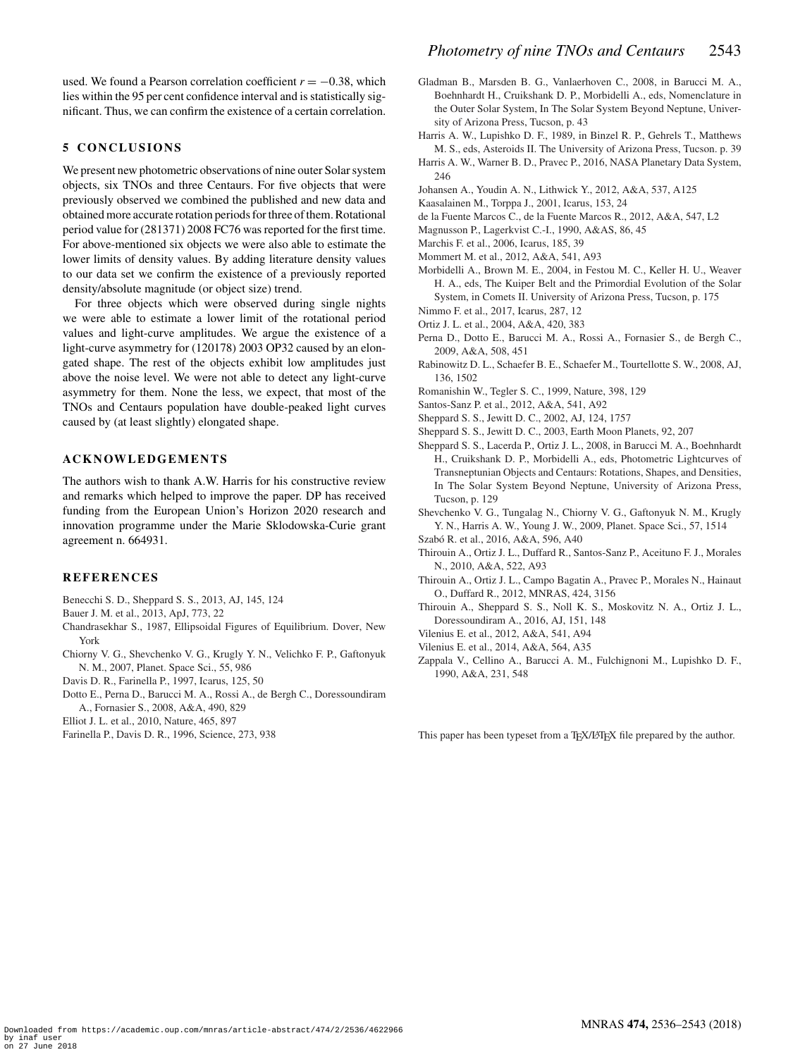used. We found a Pearson correlation coefficient $r = -0.38$, which lies within the 95 per cent confidence interval and is statistically significant. Thus, we can confirm the existence of a certain correlation.

## 5 CONCLUSIONS

We present new photometric observations of nine outer Solar system objects, six TNOs and three Centaurs. For five objects that were previously observed we combined the published and new data and obtained more accurate rotation periods for three of them. Rotational period value for (281371) 2008 FC76 was reported for the first time. For above-mentioned six objects we were also able to estimate the lower limits of density values. By adding literature density values to our data set we confirm the existence of a previously reported density/absolute magnitude (or object size) trend.

For three objects which were observed during single nights we were able to estimate a lower limit of the rotational period values and light-curve amplitudes. We argue the existence of a light-curve asymmetry for (120178) 2003 OP32 caused by an elongated shape. The rest of the objects exhibit low amplitudes just above the noise level. We were not able to detect any light-curve asymmetry for them. None the less, we expect, that most of the TNOs and Centaurs population have double-peaked light curves caused by (at least slightly) elongated shape.

## ACKNOWLEDGEMENTS

The authors wish to thank A.W. Harris for his constructive review and remarks which helped to improve the paper. DP has received funding from the European Union's Horizon 2020 research and innovation programme under the Marie Sklodowska-Curie grant agreement n. 664931.

## REFERENCES

Benecchi S. D., Sheppard S. S., 2013, AJ, 145, 124

Bauer J. M. et al., 2013, ApJ, 773, 22

Chandrasekhar S., 1987, Ellipsoidal Figures of Equilibrium. Dover, New York

Chiorny V. G., Shevchenko V. G., Krugly Y. N., Velichko F. P., Gaftonyuk N. M., 2007, Planet. Space Sci., 55, 986

Davis D. R., Farinella P., 1997, Icarus, 125, 50

Dotto E., Perna D., Barucci M. A., Rossi A., de Bergh C., Doressoundiram A., Fornasier S., 2008, A&A, 490, 829

Elliot J. L. et al., 2010, Nature, 465, 897

Farinella P., Davis D. R., 1996, Science, 273, 938

Gladman B., Marsden B. G., Vanlaerhoven C., 2008, in Barucci M. A., Boehnhardt H., Cruikshank D. P., Morbidelli A., eds, Nomenclature in the Outer Solar System, In The Solar System Beyond Neptune, University of Arizona Press, Tucson, p. 43

Harris A. W., Lupishko D. F., 1989, in Binzel R. P., Gehrels T., Matthews M. S., eds, Asteroids II. The University of Arizona Press, Tucson. p. 39

Harris A. W., Warner B. D., Pravec P., 2016, NASA Planetary Data System, 246

Johansen A., Youdin A. N., Lithwick Y., 2012, A&A, 537, A125

Kaasalainen M., Torppa J., 2001, Icarus, 153, 24

de la Fuente Marcos C., de la Fuente Marcos R., 2012, A&A, 547, L2

Magnusson P., Lagerkvist C.-I., 1990, A&AS, 86, 45

Marchis F. et al., 2006, Icarus, 185, 39

Mommert M. et al., 2012, A&A, 541, A93

Morbidelli A., Brown M. E., 2004, in Festou M. C., Keller H. U., Weaver H. A., eds, The Kuiper Belt and the Primordial Evolution of the Solar System, in Comets II. University of Arizona Press, Tucson, p. 175

Nimmo F. et al., 2017, Icarus, 287, 12

Ortiz J. L. et al., 2004, A&A, 420, 383

Perna D., Dotto E., Barucci M. A., Rossi A., Fornasier S., de Bergh C., 2009, A&A, 508, 451

Rabinowitz D. L., Schaefer B. E., Schaefer M., Tourtellotte S. W., 2008, AJ, 136, 1502

Romanishin W., Tegler S. C., 1999, Nature, 398, 129

Santos-Sanz P. et al., 2012, A&A, 541, A92

Sheppard S. S., Jewitt D. C., 2002, AJ, 124, 1757

Sheppard S. S., Jewitt D. C., 2003, Earth Moon Planets, 92, 207

Sheppard S. S., Lacerda P., Ortiz J. L., 2008, in Barucci M. A., Boehnhardt H., Cruikshank D. P., Morbidelli A., eds, Photometric Lightcurves of Transneptunian Objects and Centaurs: Rotations, Shapes, and Densities, In The Solar System Beyond Neptune, University of Arizona Press, Tucson, p. 129

Shevchenko V. G., Tungalag N., Chiorny V. G., Gaftonyuk N. M., Krugly Y. N., Harris A. W., Young J. W., 2009, Planet. Space Sci., 57, 1514

Szabó R. et al., 2016, A&A, 596, A40

Thirouin A., Ortiz J. L., Duffard R., Santos-Sanz P., Aceituno F. J., Morales N., 2010, A&A, 522, A93

Thirouin A., Ortiz J. L., Campo Bagatin A., Pravec P., Morales N., Hainaut O., Duffard R., 2012, MNRAS, 424, 3156

Thirouin A., Sheppard S. S., Noll K. S., Moskovitz N. A., Ortiz J. L., Doressoundiram A., 2016, AJ, 151, 148

Vilenius E. et al., 2012, A&A, 541, A94

Vilenius E. et al., 2014, A&A, 564, A35

Zappala V., Cellino A., Barucci A. M., Fulchignoni M., Lupishko D. F., 1990, A&A, 231, 548

This paper has been typeset from a TEX/LATEX file prepared by the author.